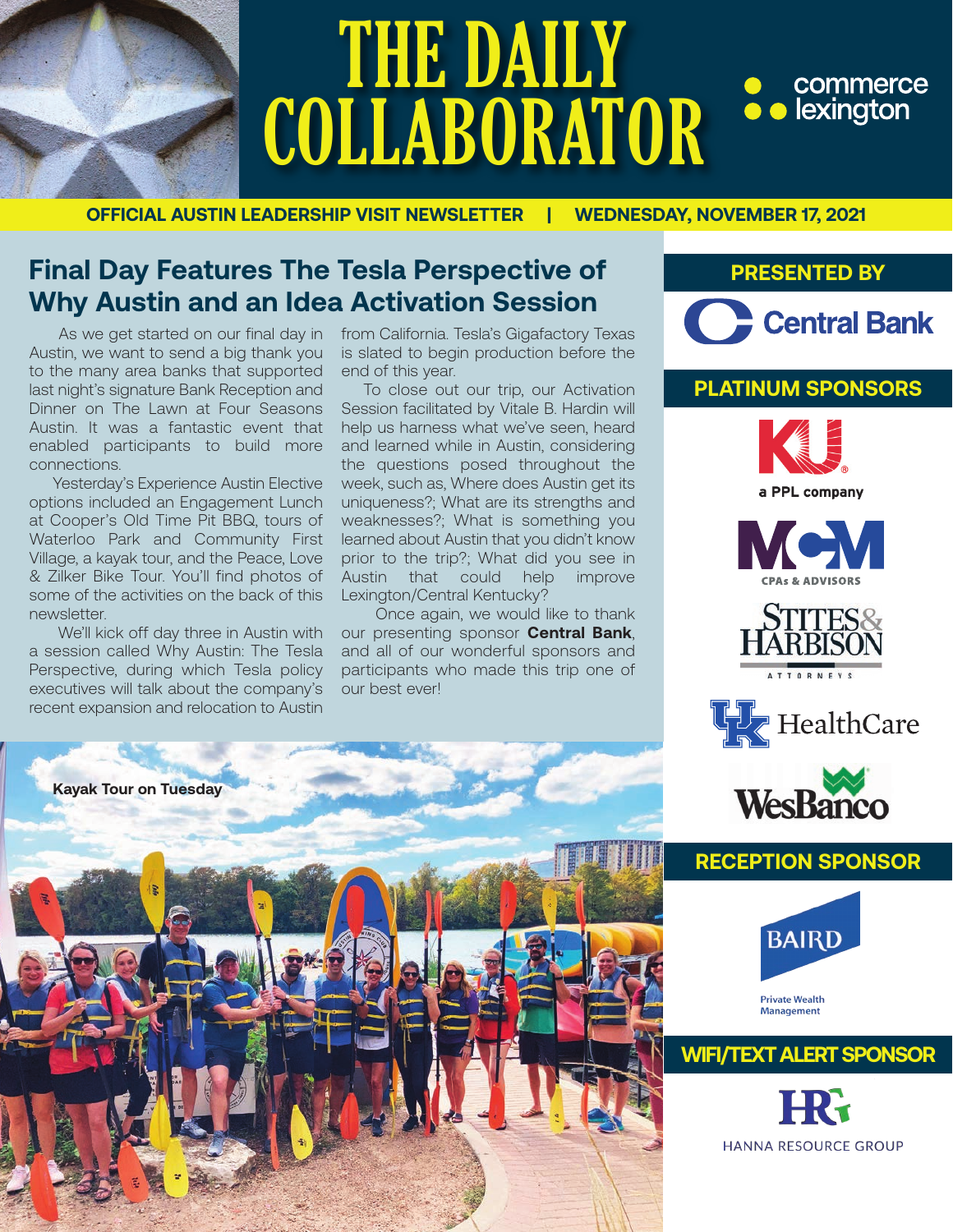# THE DAILY COLLABORATOR

commerce lexington

**OFFICIAL AUSTIN LEADERSHIP VISIT NEWSLETTER | WEDNESDAY, NOVEMBER 17, 2021**

## Final Day Features The Tesla Perspective of Why Austin and an Idea Activation Session

As we get started on our final day in Austin, we want to send a big thank you to the many area banks that supported last night's signature Bank Reception and Dinner on The Lawn at Four Seasons Austin. It was a fantastic event that enabled participants to build more connections.

Yesterday's Experience Austin Elective options included an Engagement Lunch at Cooper's Old Time Pit BBQ, tours of Waterloo Park and Community First Village, a kayak tour, and the Peace, Love & Zilker Bike Tour. You'll find photos of some of the activities on the back of this newsletter.

We'll kick off day three in Austin with a session called Why Austin: The Tesla Perspective, during which Tesla policy executives will talk about the company's recent expansion and relocation to Austin from California. Tesla's Gigafactory Texas is slated to begin production before the end of this year.

To close out our trip, our Activation Session facilitated by Vitale B. Hardin will help us harness what we've seen, heard and learned while in Austin, considering the questions posed throughout the week, such as, Where does Austin get its uniqueness?; What are its strengths and weaknesses?; What is something you learned about Austin that you didn't know prior to the trip?; What did you see in Austin that could help improve Lexington/Central Kentucky?

Once again, we would like to thank our presenting sponsor **Central Bank**, and all of our wonderful sponsors and participants who made this trip one of our best ever!

Kayak Tour on Tuesday

## PRESENTED BY

Central Bank

## PLATINUM SPONSORS

KU a PPL company

MCM CPAs & ADVISORS

STITES & HARBISON ATTORNEYS

UK HealthCare

WesBanco

## RECEPTION SPONSOR

BAIRD Private Wealth Management

## WIFI/TEXT ALERT SPONSOR

HRG HANNA RESOURCE GROUP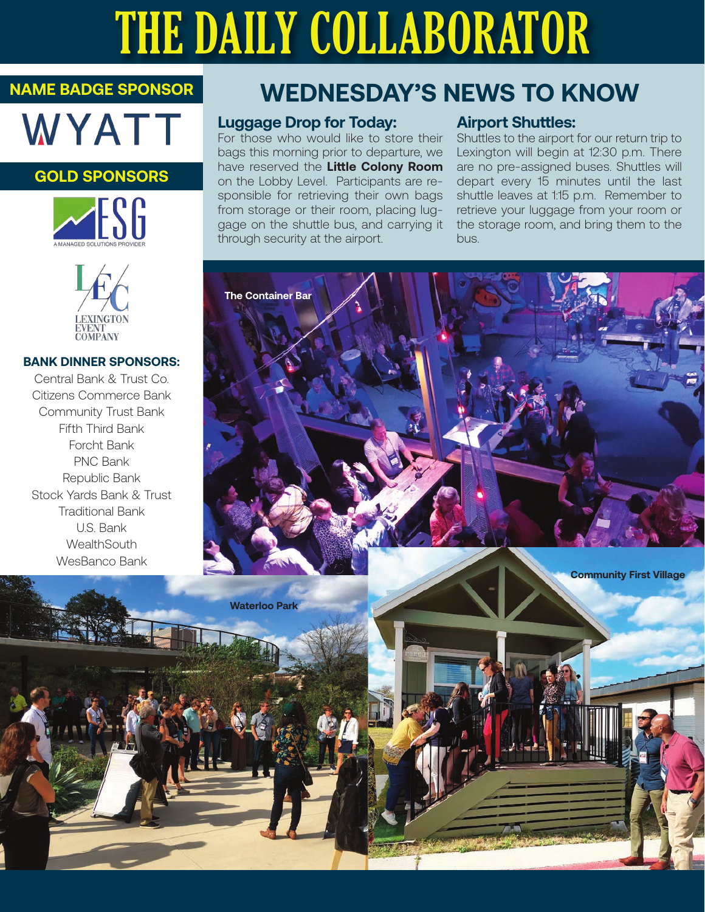# THE DAILY COLLABORATOR

## NAME BADGE SPONSOR

WYATT

## GOLD SPONSORS

ESG
A MANAGED SOLUTIONS PROVIDER

LEXINGTON EVENT COMPANY

### BANK DINNER SPONSORS:

Central Bank & Trust Co.
Citizens Commerce Bank
Community Trust Bank
Fifth Third Bank
Forcht Bank
PNC Bank
Republic Bank
Stock Yards Bank & Trust
Traditional Bank
U.S. Bank
WealthSouth
WesBanco Bank

## WEDNESDAY'S NEWS TO KNOW

### Luggage Drop for Today:

For those who would like to store their bags this morning prior to departure, we have reserved the **Little Colony Room** on the Lobby Level. Participants are responsible for retrieving their own bags from storage or their room, placing luggage on the shuttle bus, and carrying it through security at the airport.

### Airport Shuttles:

Shuttles to the airport for our return trip to Lexington will begin at 12:30 p.m. There are no pre-assigned buses. Shuttles will depart every 15 minutes until the last shuttle leaves at 1:15 p.m. Remember to retrieve your luggage from your room or the storage room, and bring them to the bus.

The Container Bar

Waterloo Park

Community First Village